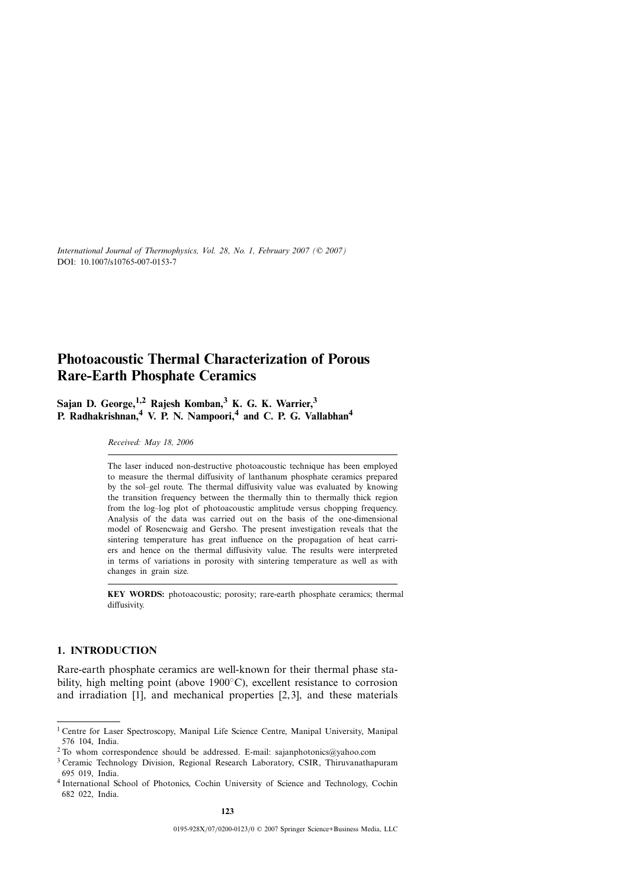International Journal of Thermophysics, Vol. 28, No. 1, February 2007 (© 2007)
DOI: 10.1007/s10765-007-0153-7

# Photoacoustic Thermal Characterization of Porous Rare-Earth Phosphate Ceramics

**Sajan D. George,[1,2] Rajesh Komban,[3] K. G. K. Warrier,[3] P. Radhakrishnan,[4] V. P. N. Nampoori,[4] and C. P. G. Vallabhan[4]**

*Received: May 18, 2006*

The laser induced non-destructive photoacoustic technique has been employed to measure the thermal diffusivity of lanthanum phosphate ceramics prepared by the sol–gel route. The thermal diffusivity value was evaluated by knowing the transition frequency between the thermally thin to thermally thick region from the log–log plot of photoacoustic amplitude versus chopping frequency. Analysis of the data was carried out on the basis of the one-dimensional model of Rosencwaig and Gersho. The present investigation reveals that the sintering temperature has great influence on the propagation of heat carriers and hence on the thermal diffusivity value. The results were interpreted in terms of variations in porosity with sintering temperature as well as with changes in grain size.

**KEY WORDS:** photoacoustic; porosity; rare-earth phosphate ceramics; thermal diffusivity.

## 1. INTRODUCTION

Rare-earth phosphate ceramics are well-known for their thermal phase stability, high melting point (above 1900°C), excellent resistance to corrosion and irradiation [1], and mechanical properties [2,3], and these materials

---

[1] Centre for Laser Spectroscopy, Manipal Life Science Centre, Manipal University, Manipal 576 104, India.

[2] To whom correspondence should be addressed. E-mail: sajanphotonics@yahoo.com

[3] Ceramic Technology Division, Regional Research Laboratory, CSIR, Thiruvanathapuram 695 019, India.

[4] International School of Photonics, Cochin University of Science and Technology, Cochin 682 022, India.

0195-928X/07/0200-0123/0 © 2007 Springer Science+Business Media, LLC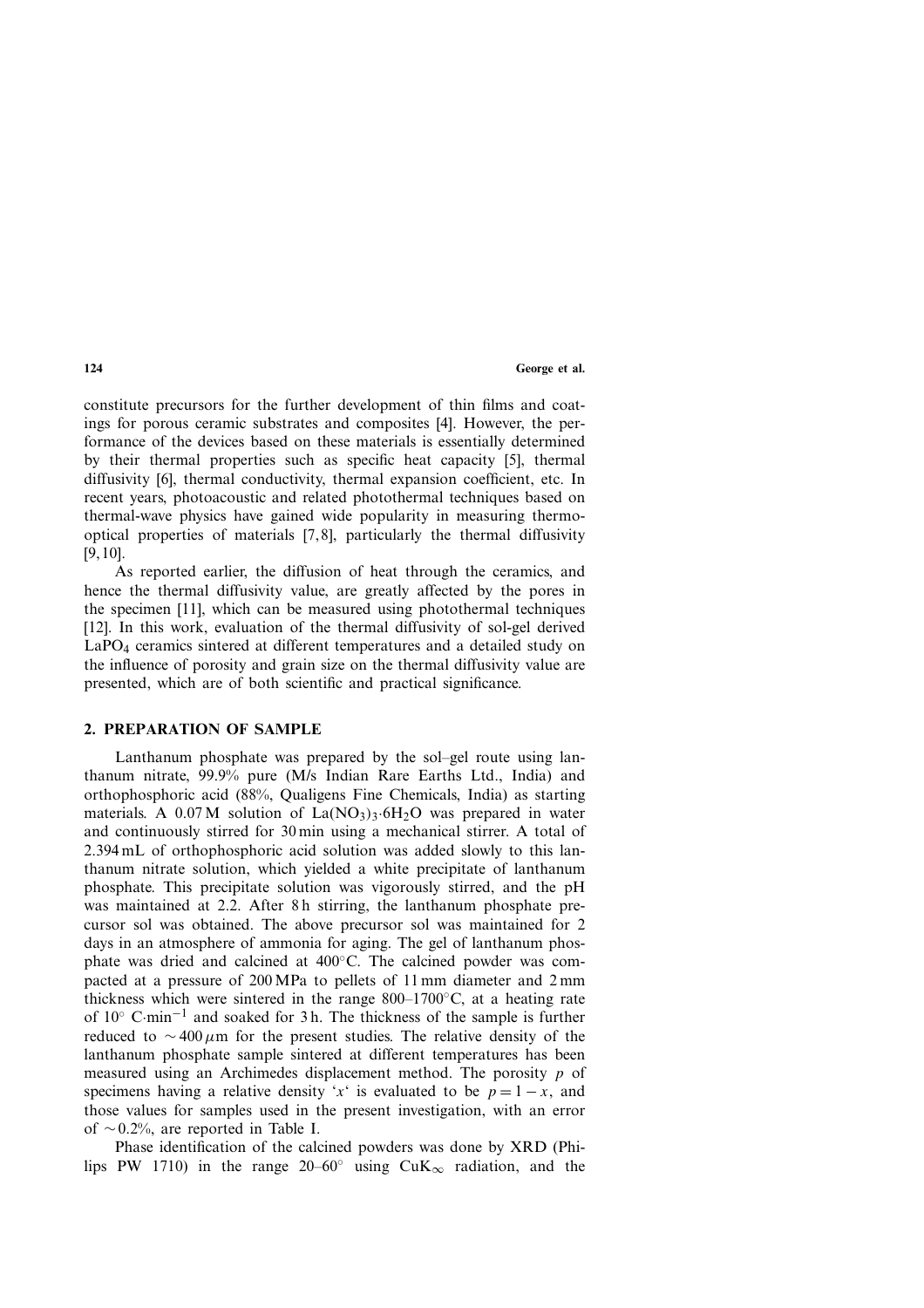constitute precursors for the further development of thin films and coatings for porous ceramic substrates and composites [4]. However, the performance of the devices based on these materials is essentially determined by their thermal properties such as specific heat capacity [5], thermal diffusivity [6], thermal conductivity, thermal expansion coefficient, etc. In recent years, photoacoustic and related photothermal techniques based on thermal-wave physics have gained wide popularity in measuring thermo-optical properties of materials [7,8], particularly the thermal diffusivity [9,10].

As reported earlier, the diffusion of heat through the ceramics, and hence the thermal diffusivity value, are greatly affected by the pores in the specimen [11], which can be measured using photothermal techniques [12]. In this work, evaluation of the thermal diffusivity of sol-gel derived $LaPO_4$ ceramics sintered at different temperatures and a detailed study on the influence of porosity and grain size on the thermal diffusivity value are presented, which are of both scientific and practical significance.

## 2. PREPARATION OF SAMPLE

Lanthanum phosphate was prepared by the sol–gel route using lanthanum nitrate, 99.9% pure (M/s Indian Rare Earths Ltd., India) and orthophosphoric acid (88%, Qualigens Fine Chemicals, India) as starting materials. A 0.07 M solution of $La(NO_3)_3{\cdot}6H_2O$ was prepared in water and continuously stirred for 30 min using a mechanical stirrer. A total of 2.394 mL of orthophosphoric acid solution was added slowly to this lanthanum nitrate solution, which yielded a white precipitate of lanthanum phosphate. This precipitate solution was vigorously stirred, and the pH was maintained at 2.2. After 8 h stirring, the lanthanum phosphate precursor sol was obtained. The above precursor sol was maintained for 2 days in an atmosphere of ammonia for aging. The gel of lanthanum phosphate was dried and calcined at 400°C. The calcined powder was compacted at a pressure of 200 MPa to pellets of 11 mm diameter and 2 mm thickness which were sintered in the range 800–1700°C, at a heating rate of $10^\circ\ C{\cdot}min^{-1}$ and soaked for 3 h. The thickness of the sample is further reduced to $\sim 400\,\mu m$ for the present studies. The relative density of the lanthanum phosphate sample sintered at different temperatures has been measured using an Archimedes displacement method. The porosity $p$ of specimens having a relative density '$x$' is evaluated to be $p = 1 - x$, and those values for samples used in the present investigation, with an error of $\sim 0.2\%$, are reported in Table I.

Phase identification of the calcined powders was done by XRD (Philips PW 1710) in the range 20–60° using $CuK_\infty$ radiation, and the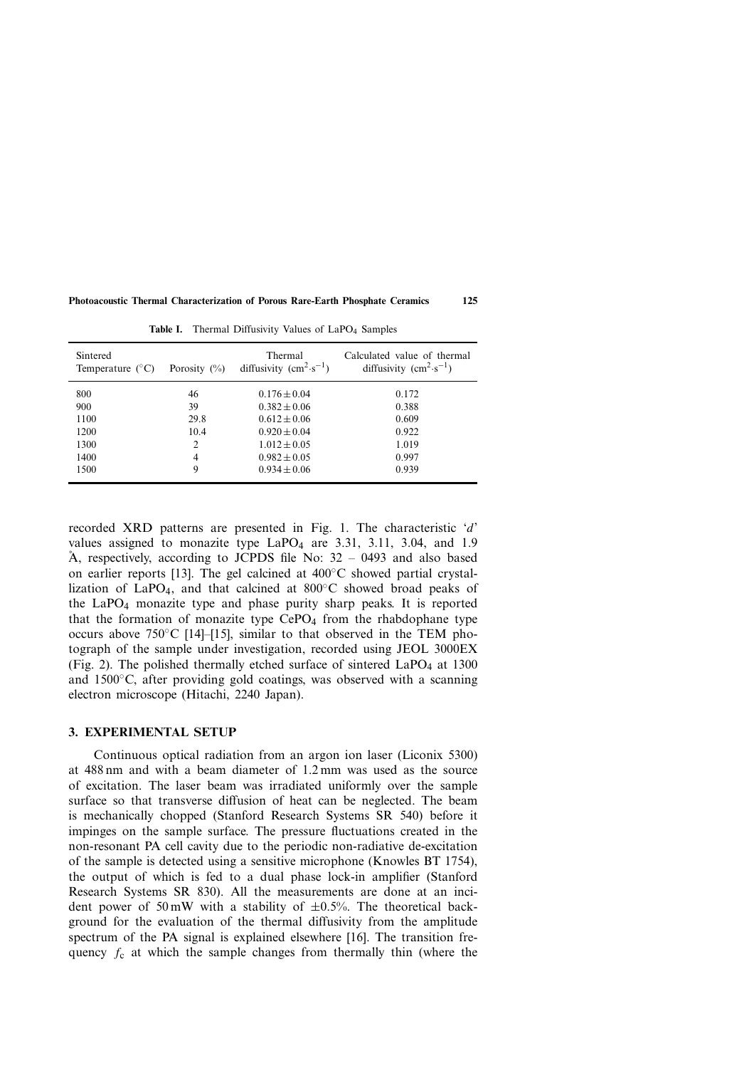**Table I.** Thermal Diffusivity Values of $LaPO_4$ Samples

| Sintered Temperature (°C) | Porosity (%) | Thermal diffusivity ($cm^2 \cdot s^{-1}$) | Calculated value of thermal diffusivity ($cm^2 \cdot s^{-1}$) |
|---|---|---|---|
| 800 | 46 | $0.176 \pm 0.04$ | 0.172 |
| 900 | 39 | $0.382 \pm 0.06$ | 0.388 |
| 1100 | 29.8 | $0.612 \pm 0.06$ | 0.609 |
| 1200 | 10.4 | $0.920 \pm 0.04$ | 0.922 |
| 1300 | 2 | $1.012 \pm 0.05$ | 1.019 |
| 1400 | 4 | $0.982 \pm 0.05$ | 0.997 |
| 1500 | 9 | $0.934 \pm 0.06$ | 0.939 |

recorded XRD patterns are presented in Fig. 1. The characteristic '*d*' values assigned to monazite type $LaPO_4$ are 3.31, 3.11, 3.04, and 1.9 Å, respectively, according to JCPDS file No: 32 – 0493 and also based on earlier reports [13]. The gel calcined at 400°C showed partial crystallization of $LaPO_4$, and that calcined at 800°C showed broad peaks of the $LaPO_4$ monazite type and phase purity sharp peaks. It is reported that the formation of monazite type $CePO_4$ from the rhabdophane type occurs above 750°C [14]–[15], similar to that observed in the TEM photograph of the sample under investigation, recorded using JEOL 3000EX (Fig. 2). The polished thermally etched surface of sintered $LaPO_4$ at 1300 and 1500°C, after providing gold coatings, was observed with a scanning electron microscope (Hitachi, 2240 Japan).

## 3. EXPERIMENTAL SETUP

Continuous optical radiation from an argon ion laser (Liconix 5300) at 488 nm and with a beam diameter of 1.2 mm was used as the source of excitation. The laser beam was irradiated uniformly over the sample surface so that transverse diffusion of heat can be neglected. The beam is mechanically chopped (Stanford Research Systems SR 540) before it impinges on the sample surface. The pressure fluctuations created in the non-resonant PA cell cavity due to the periodic non-radiative de-excitation of the sample is detected using a sensitive microphone (Knowles BT 1754), the output of which is fed to a dual phase lock-in amplifier (Stanford Research Systems SR 830). All the measurements are done at an incident power of 50 mW with a stability of ±0.5%. The theoretical background for the evaluation of the thermal diffusivity from the amplitude spectrum of the PA signal is explained elsewhere [16]. The transition frequency $f_c$ at which the sample changes from thermally thin (where the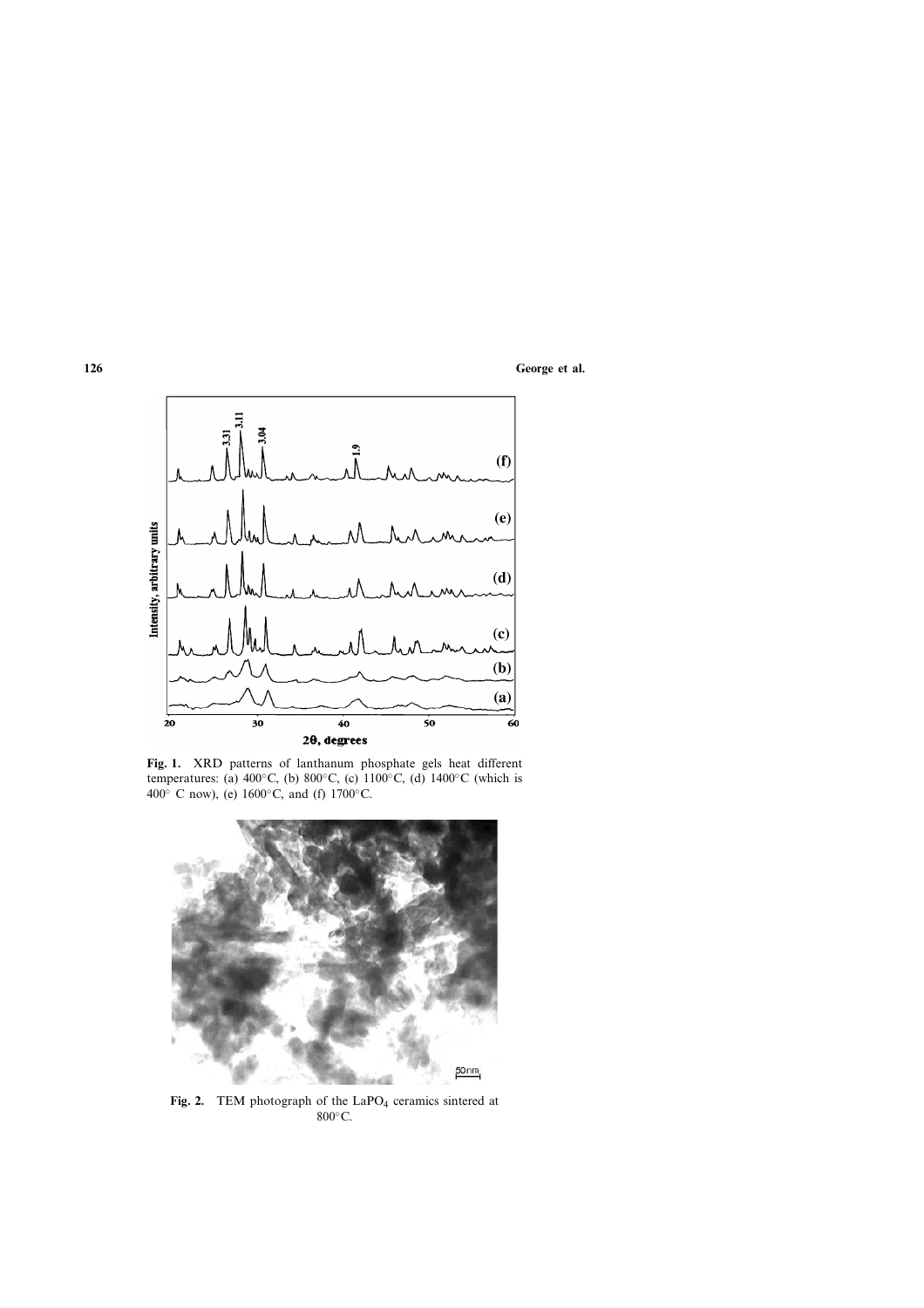**Fig. 1.** XRD patterns of lanthanum phosphate gels heat different temperatures: (a) 400°C, (b) 800°C, (c) 1100°C, (d) 1400°C (which is 400° C now), (e) 1600°C, and (f) 1700°C.

**Fig. 2.** TEM photograph of the $LaPO_4$ ceramics sintered at 800°C.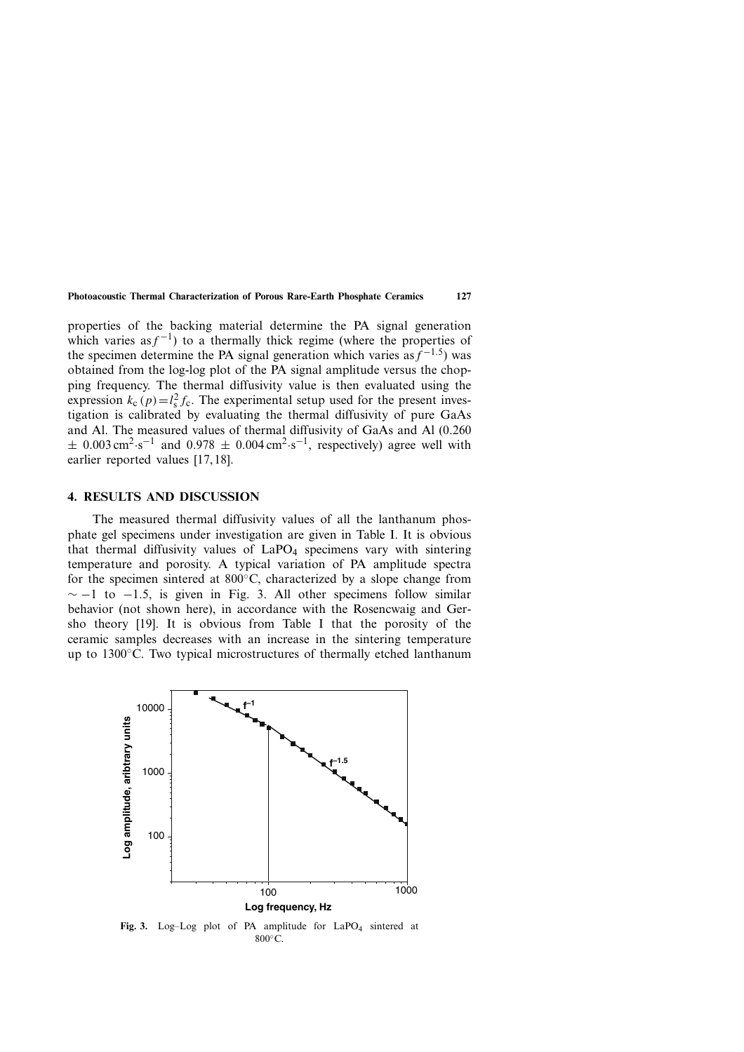properties of the backing material determine the PA signal generation which varies as $f^{-1}$) to a thermally thick regime (where the properties of the specimen determine the PA signal generation which varies as $f^{-1.5}$) was obtained from the log-log plot of the PA signal amplitude versus the chopping frequency. The thermal diffusivity value is then evaluated using the expression $k_c(p) = l_s^2 f_c$. The experimental setup used for the present investigation is calibrated by evaluating the thermal diffusivity of pure GaAs and Al. The measured values of thermal diffusivity of GaAs and Al (0.260 $\pm$ 0.003 $cm^2 \cdot s^{-1}$ and 0.978 $\pm$ 0.004 $cm^2 \cdot s^{-1}$, respectively) agree well with earlier reported values [17,18].

## 4. RESULTS AND DISCUSSION

The measured thermal diffusivity values of all the lanthanum phosphate gel specimens under investigation are given in Table I. It is obvious that thermal diffusivity values of $LaPO_4$ specimens vary with sintering temperature and porosity. A typical variation of PA amplitude spectra for the specimen sintered at 800°C, characterized by a slope change from $\sim -1$ to $-1.5$, is given in Fig. 3. All other specimens follow similar behavior (not shown here), in accordance with the Rosencwaig and Gersho theory [19]. It is obvious from Table I that the porosity of the ceramic samples decreases with an increase in the sintering temperature up to 1300°C. Two typical microstructures of thermally etched lanthanum

**Fig. 3.** Log–Log plot of PA amplitude for $LaPO_4$ sintered at 800°C.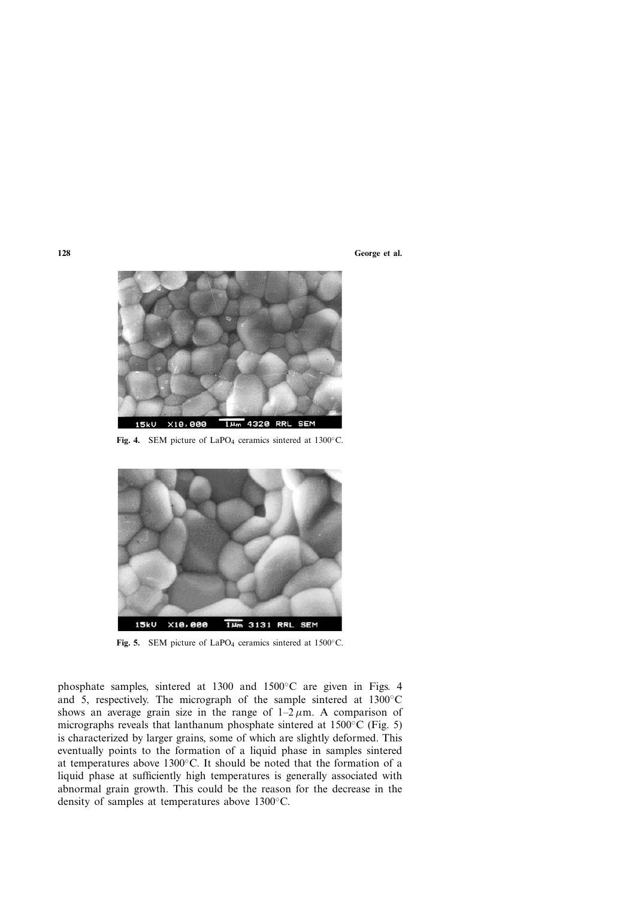Fig. 4. SEM picture of $LaPO_4$ ceramics sintered at 1300°C.

Fig. 5. SEM picture of $LaPO_4$ ceramics sintered at 1500°C.

phosphate samples, sintered at 1300 and 1500°C are given in Figs. 4 and 5, respectively. The micrograph of the sample sintered at 1300°C shows an average grain size in the range of 1–2 $\mu$m. A comparison of micrographs reveals that lanthanum phosphate sintered at 1500°C (Fig. 5) is characterized by larger grains, some of which are slightly deformed. This eventually points to the formation of a liquid phase in samples sintered at temperatures above 1300°C. It should be noted that the formation of a liquid phase at sufficiently high temperatures is generally associated with abnormal grain growth. This could be the reason for the decrease in the density of samples at temperatures above 1300°C.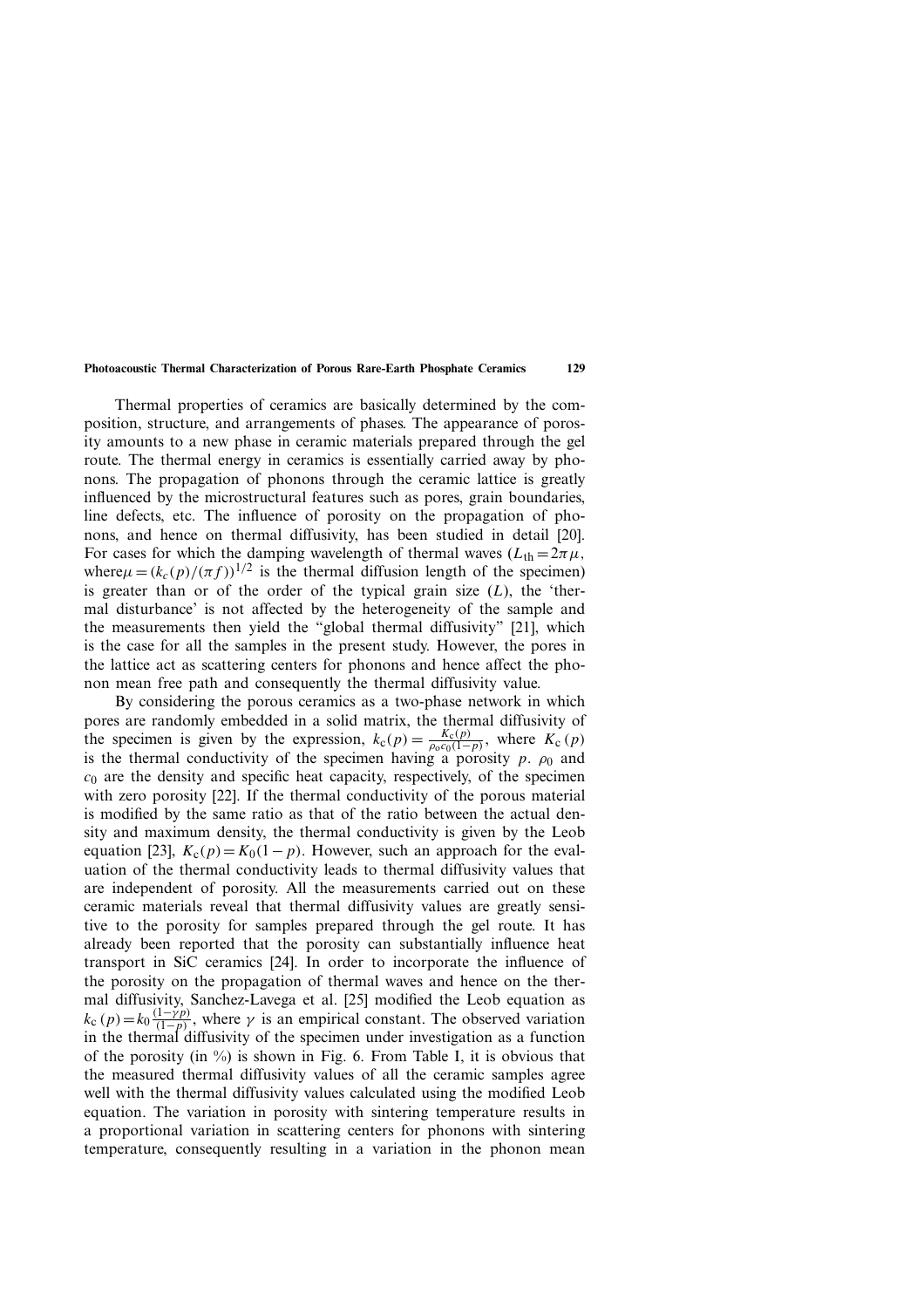Thermal properties of ceramics are basically determined by the composition, structure, and arrangements of phases. The appearance of porosity amounts to a new phase in ceramic materials prepared through the gel route. The thermal energy in ceramics is essentially carried away by phonons. The propagation of phonons through the ceramic lattice is greatly influenced by the microstructural features such as pores, grain boundaries, line defects, etc. The influence of porosity on the propagation of phonons, and hence on thermal diffusivity, has been studied in detail [20]. For cases for which the damping wavelength of thermal waves ($L_{\text{th}} = 2\pi\mu$, where$\mu = (k_c(p)/(\pi f))^{1/2}$ is the thermal diffusion length of the specimen) is greater than or of the order of the typical grain size ($L$), the 'thermal disturbance' is not affected by the heterogeneity of the sample and the measurements then yield the "global thermal diffusivity" [21], which is the case for all the samples in the present study. However, the pores in the lattice act as scattering centers for phonons and hence affect the phonon mean free path and consequently the thermal diffusivity value.

By considering the porous ceramics as a two-phase network in which pores are randomly embedded in a solid matrix, the thermal diffusivity of the specimen is given by the expression, $k_{\text{c}}(p) = \frac{K_{\text{c}}(p)}{\rho_0 c_0 (1-p)}$, where $K_{\text{c}}(p)$ is the thermal conductivity of the specimen having a porosity $p$. $\rho_0$ and $c_0$ are the density and specific heat capacity, respectively, of the specimen with zero porosity [22]. If the thermal conductivity of the porous material is modified by the same ratio as that of the ratio between the actual density and maximum density, the thermal conductivity is given by the Leob equation [23], $K_{\text{c}}(p) = K_0(1-p)$. However, such an approach for the evaluation of the thermal conductivity leads to thermal diffusivity values that are independent of porosity. All the measurements carried out on these ceramic materials reveal that thermal diffusivity values are greatly sensitive to the porosity for samples prepared through the gel route. It has already been reported that the porosity can substantially influence heat transport in SiC ceramics [24]. In order to incorporate the influence of the porosity on the propagation of thermal waves and hence on the thermal diffusivity, Sanchez-Lavega et al. [25] modified the Leob equation as $k_{\text{c}}(p) = k_0 \frac{(1-\gamma p)}{(1-p)}$, where $\gamma$ is an empirical constant. The observed variation in the thermal diffusivity of the specimen under investigation as a function of the porosity (in %) is shown in Fig. 6. From Table I, it is obvious that the measured thermal diffusivity values of all the ceramic samples agree well with the thermal diffusivity values calculated using the modified Leob equation. The variation in porosity with sintering temperature results in a proportional variation in scattering centers for phonons with sintering temperature, consequently resulting in a variation in the phonon mean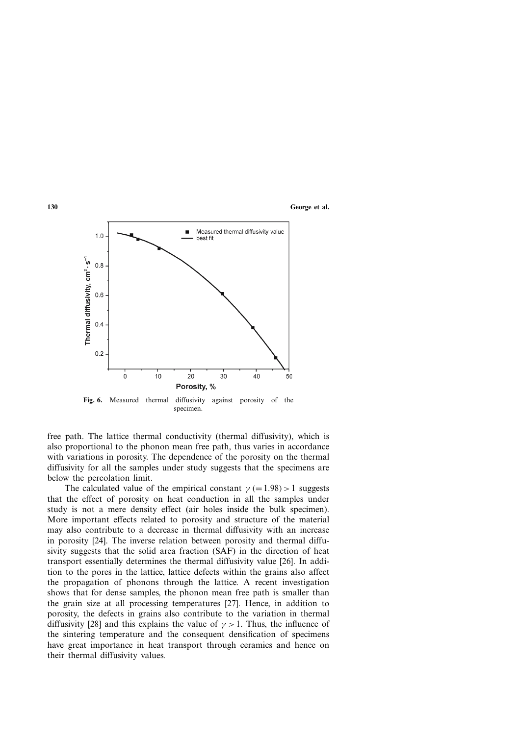Fig. 6. Measured thermal diffusivity against porosity of the specimen.

free path. The lattice thermal conductivity (thermal diffusivity), which is also proportional to the phonon mean free path, thus varies in accordance with variations in porosity. The dependence of the porosity on the thermal diffusivity for all the samples under study suggests that the specimens are below the percolation limit.

The calculated value of the empirical constant $\gamma\,(=1.98) > 1$ suggests that the effect of porosity on heat conduction in all the samples under study is not a mere density effect (air holes inside the bulk specimen). More important effects related to porosity and structure of the material may also contribute to a decrease in thermal diffusivity with an increase in porosity [24]. The inverse relation between porosity and thermal diffusivity suggests that the solid area fraction (SAF) in the direction of heat transport essentially determines the thermal diffusivity value [26]. In addition to the pores in the lattice, lattice defects within the grains also affect the propagation of phonons through the lattice. A recent investigation shows that for dense samples, the phonon mean free path is smaller than the grain size at all processing temperatures [27]. Hence, in addition to porosity, the defects in grains also contribute to the variation in thermal diffusivity [28] and this explains the value of $\gamma > 1$. Thus, the influence of the sintering temperature and the consequent densification of specimens have great importance in heat transport through ceramics and hence on their thermal diffusivity values.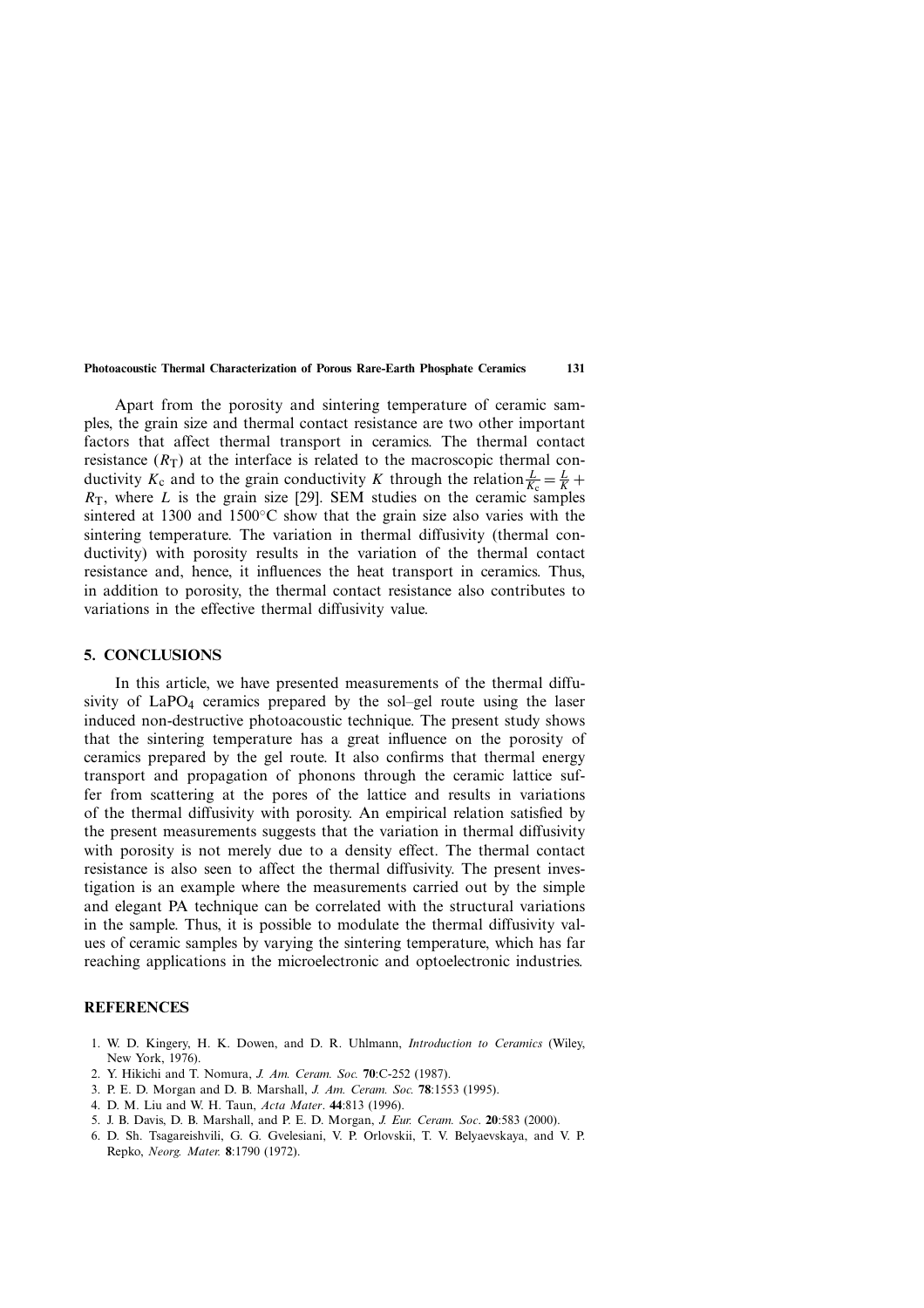Apart from the porosity and sintering temperature of ceramic samples, the grain size and thermal contact resistance are two other important factors that affect thermal transport in ceramics. The thermal contact resistance ($R_T$) at the interface is related to the macroscopic thermal conductivity $K_c$ and to the grain conductivity $K$ through the relation $\frac{L}{K_c} = \frac{L}{K} + R_T$, where $L$ is the grain size [29]. SEM studies on the ceramic samples sintered at 1300 and 1500°C show that the grain size also varies with the sintering temperature. The variation in thermal diffusivity (thermal conductivity) with porosity results in the variation of the thermal contact resistance and, hence, it influences the heat transport in ceramics. Thus, in addition to porosity, the thermal contact resistance also contributes to variations in the effective thermal diffusivity value.

## 5. CONCLUSIONS

In this article, we have presented measurements of the thermal diffusivity of $LaPO_4$ ceramics prepared by the sol–gel route using the laser induced non-destructive photoacoustic technique. The present study shows that the sintering temperature has a great influence on the porosity of ceramics prepared by the gel route. It also confirms that thermal energy transport and propagation of phonons through the ceramic lattice suffer from scattering at the pores of the lattice and results in variations of the thermal diffusivity with porosity. An empirical relation satisfied by the present measurements suggests that the variation in thermal diffusivity with porosity is not merely due to a density effect. The thermal contact resistance is also seen to affect the thermal diffusivity. The present investigation is an example where the measurements carried out by the simple and elegant PA technique can be correlated with the structural variations in the sample. Thus, it is possible to modulate the thermal diffusivity values of ceramic samples by varying the sintering temperature, which has far reaching applications in the microelectronic and optoelectronic industries.

## REFERENCES

1. W. D. Kingery, H. K. Dowen, and D. R. Uhlmann, *Introduction to Ceramics* (Wiley, New York, 1976).
2. Y. Hikichi and T. Nomura, *J. Am. Ceram. Soc.* **70**:C-252 (1987).
3. P. E. D. Morgan and D. B. Marshall, *J. Am. Ceram. Soc.* **78**:1553 (1995).
4. D. M. Liu and W. H. Taun, *Acta Mater*. **44**:813 (1996).
5. J. B. Davis, D. B. Marshall, and P. E. D. Morgan, *J. Eur. Ceram. Soc*. **20**:583 (2000).
6. D. Sh. Tsagareishvili, G. G. Gvelesiani, V. P. Orlovskii, T. V. Belyaevskaya, and V. P. Repko, *Neorg. Mater.* **8**:1790 (1972).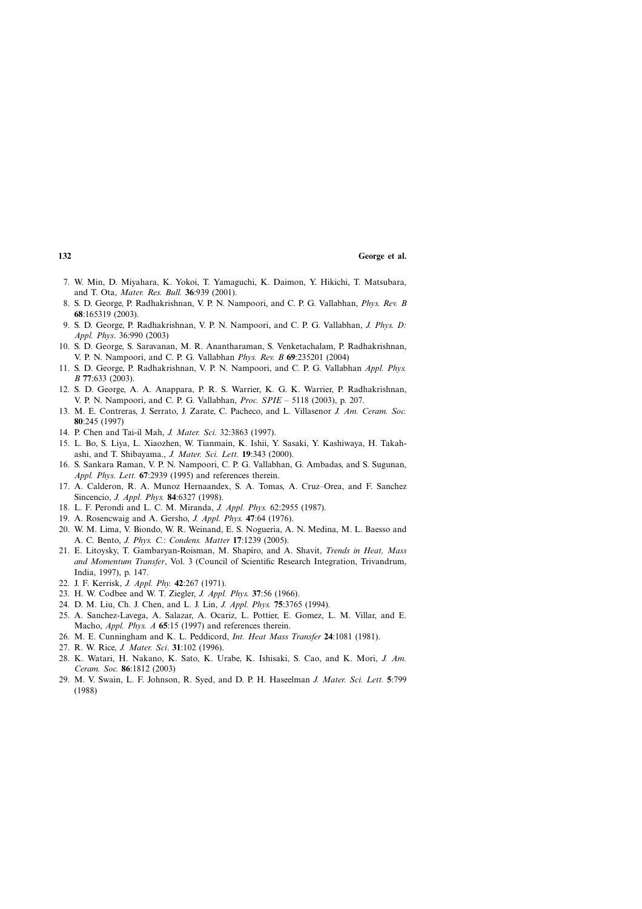7. W. Min, D. Miyahara, K. Yokoi, T. Yamaguchi, K. Daimon, Y. Hikichi, T. Matsubara, and T. Ota, *Mater. Res. Bull.* **36**:939 (2001).
8. S. D. George, P. Radhakrishnan, V. P. N. Nampoori, and C. P. G. Vallabhan, *Phys. Rev. B* **68**:165319 (2003).
9. S. D. George, P. Radhakrishnan, V. P. N. Nampoori, and C. P. G. Vallabhan, *J. Phys. D: Appl. Phys*. 36:990 (2003)
10. S. D. George, S. Saravanan, M. R. Anantharaman, S. Venketachalam, P. Radhakrishnan, V. P. N. Nampoori, and C. P. G. Vallabhan *Phys. Rev. B* **69**:235201 (2004)
11. S. D. George, P. Radhakrishnan, V. P. N. Nampoori, and C. P. G. Vallabhan *Appl. Phys. B* **77**:633 (2003).
12. S. D. George, A. A. Anappara, P. R. S. Warrier, K. G. K. Warrier, P. Radhakrishnan, V. P. N. Nampoori, and C. P. G. Vallabhan, *Proc. SPIE* – 5118 (2003), p. 207.
13. M. E. Contreras, J. Serrato, J. Zarate, C. Pacheco, and L. Villasenor *J. Am. Ceram. Soc.* **80**:245 (1997)
14. P. Chen and Tai-il Mah, *J. Mater. Sci.* 32:3863 (1997).
15. L. Bo, S. Liya, L. Xiaozhen, W. Tianmain, K. Ishii, Y. Sasaki, Y. Kashiwaya, H. Takahashi, and T. Shibayama., *J. Mater. Sci. Lett.* **19**:343 (2000).
16. S. Sankara Raman, V. P. N. Nampoori, C. P. G. Vallabhan, G. Ambadas, and S. Sugunan, *Appl. Phys. Lett.* **67**:2939 (1995) and references therein.
17. A. Calderon, R. A. Munoz Hernaandex, S. A. Tomas, A. Cruz–Orea, and F. Sanchez Sincencio, *J. Appl. Phys.* **84**:6327 (1998).
18. L. F. Perondi and L. C. M. Miranda, *J. Appl. Phys.* 62:2955 (1987).
19. A. Rosencwaig and A. Gersho, *J. Appl. Phys.* **47**:64 (1976).
20. W. M. Lima, V. Biondo, W. R. Weinand, E. S. Nogueria, A. N. Medina, M. L. Baesso and A. C. Bento, *J. Phys. C.*: *Condens. Matter* **17**:1239 (2005).
21. E. Litoysky, T. Gambaryan-Roisman, M. Shapiro, and A. Shavit, *Trends in Heat, Mass and Momentum Transfer*, Vol. 3 (Council of Scientific Research Integration, Trivandrum, India, 1997), p. 147.
22. J. F. Kerrisk, *J. Appl. Phy.* **42**:267 (1971).
23. H. W. Codbee and W. T. Ziegler, *J. Appl. Phys.* **37**:56 (1966).
24. D. M. Liu, Ch. J. Chen, and L. J. Lin, *J. Appl. Phys.* **75**:3765 (1994).
25. A. Sanchez-Lavega, A. Salazar, A. Ocariz, L. Pottier, E. Gomez, L. M. Villar, and E. Macho, *Appl. Phys. A* **65**:15 (1997) and references therein.
26. M. E. Cunningham and K. L. Peddicord, *Int. Heat Mass Transfer* **24**:1081 (1981).
27. R. W. Rice, *J. Mater. Sci*. **31**:102 (1996).
28. K. Watari, H. Nakano, K. Sato, K. Urabe, K. Ishisaki, S. Cao, and K. Mori, *J. Am. Ceram. Soc.* **86**:1812 (2003)
29. M. V. Swain, L. F. Johnson, R. Syed, and D. P. H. Haseelman *J. Mater. Sci. Lett.* **5**:799 (1988)